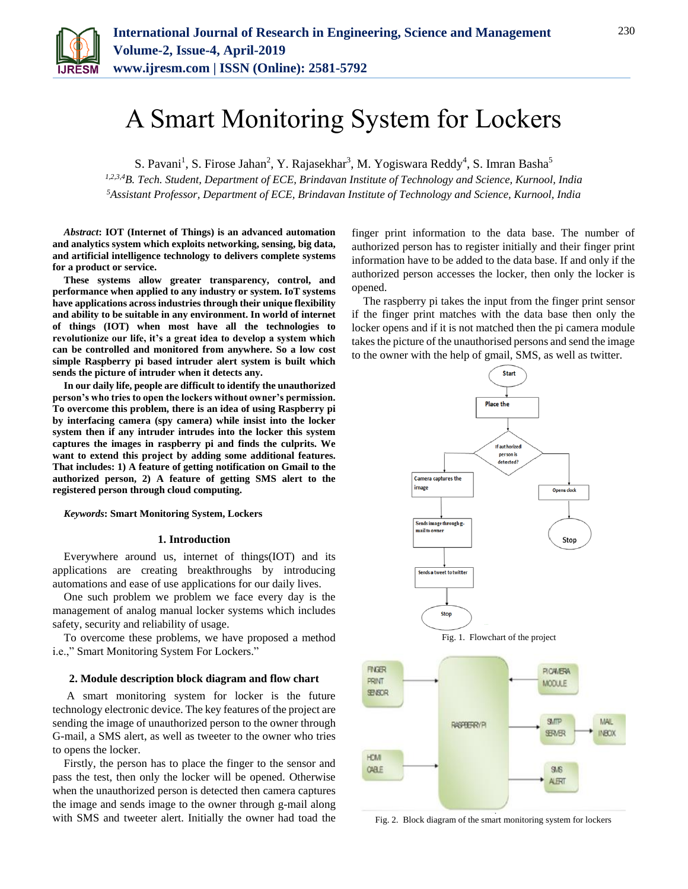# A Smart Monitoring System for Lockers

S. Pavani[1], S. Firose Jahan[2], Y. Rajasekhar[3], M. Yogiswara Reddy[4], S. Imran Basha[5]

*[1,2,3,4]B. Tech. Student, Department of ECE, Brindavan Institute of Technology and Science, Kurnool, India*
*[5]Assistant Professor, Department of ECE, Brindavan Institute of Technology and Science, Kurnool, India*

***Abstract*: IOT (Internet of Things) is an advanced automation and analytics system which exploits networking, sensing, big data, and artificial intelligence technology to delivers complete systems for a product or service.**

**These systems allow greater transparency, control, and performance when applied to any industry or system. IoT systems have applications across industries through their unique flexibility and ability to be suitable in any environment. In world of internet of things (IOT) when most have all the technologies to revolutionize our life, it's a great idea to develop a system which can be controlled and monitored from anywhere. So a low cost simple Raspberry pi based intruder alert system is built which sends the picture of intruder when it detects any.**

**In our daily life, people are difficult to identify the unauthorized person's who tries to open the lockers without owner's permission. To overcome this problem, there is an idea of using Raspberry pi by interfacing camera (spy camera) while insist into the locker system then if any intruder intrudes into the locker this system captures the images in raspberry pi and finds the culprits. We want to extend this project by adding some additional features. That includes: 1) A feature of getting notification on Gmail to the authorized person, 2) A feature of getting SMS alert to the registered person through cloud computing.**

***Keywords*: Smart Monitoring System, Lockers**

## 1. Introduction

Everywhere around us, internet of things(IOT) and its applications are creating breakthroughs by introducing automations and ease of use applications for our daily lives.

One such problem we problem we face every day is the management of analog manual locker systems which includes safety, security and reliability of usage.

To overcome these problems, we have proposed a method i.e.," Smart Monitoring System For Lockers."

## 2. Module description block diagram and flow chart

A smart monitoring system for locker is the future technology electronic device. The key features of the project are sending the image of unauthorized person to the owner through G-mail, a SMS alert, as well as tweeter to the owner who tries to opens the locker.

Firstly, the person has to place the finger to the sensor and pass the test, then only the locker will be opened. Otherwise when the unauthorized person is detected then camera captures the image and sends image to the owner through g-mail along with SMS and tweeter alert. Initially the owner had toad the finger print information to the data base. The number of authorized person has to register initially and their finger print information have to be added to the data base. If and only if the authorized person accesses the locker, then only the locker is opened.

The raspberry pi takes the input from the finger print sensor if the finger print matches with the data base then only the locker opens and if it is not matched then the pi camera module takes the picture of the unauthorised persons and send the image to the owner with the help of gmail, SMS, as well as twitter.

Fig. 1. Flowchart of the project

Fig. 2. Block diagram of the smart monitoring system for lockers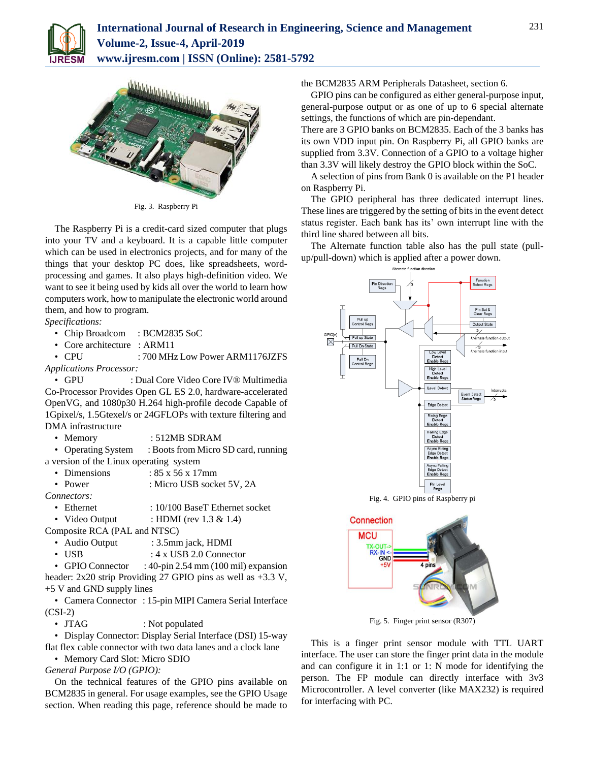Fig. 3. Raspberry Pi

The Raspberry Pi is a credit-card sized computer that plugs into your TV and a keyboard. It is a capable little computer which can be used in electronics projects, and for many of the things that your desktop PC does, like spreadsheets, word-processing and games. It also plays high-definition video. We want to see it being used by kids all over the world to learn how computers work, how to manipulate the electronic world around them, and how to program.

*Specifications:*

- Chip Broadcom : BCM2835 SoC
- Core architecture : ARM11
- CPU : 700 MHz Low Power ARM1176JZFS

*Applications Processor:*

- GPU : Dual Core Video Core IV® Multimedia Co-Processor Provides Open GL ES 2.0, hardware-accelerated OpenVG, and 1080p30 H.264 high-profile decode Capable of 1Gpixel/s, 1.5Gtexel/s or 24GFLOPs with texture filtering and DMA infrastructure
- Memory : 512MB SDRAM
- Operating System : Boots from Micro SD card, running a version of the Linux operating system
- Dimensions : 85 x 56 x 17mm
- Power : Micro USB socket 5V, 2A

*Connectors:*

- Ethernet : 10/100 BaseT Ethernet socket
- Video Output : HDMI (rev 1.3 & 1.4)

Composite RCA (PAL and NTSC)

- Audio Output : 3.5mm jack, HDMI
- USB : 4 x USB 2.0 Connector
- GPIO Connector : 40-pin 2.54 mm (100 mil) expansion header: 2x20 strip Providing 27 GPIO pins as well as +3.3 V, +5 V and GND supply lines
- Camera Connector : 15-pin MIPI Camera Serial Interface (CSI-2)
- JTAG : Not populated
- Display Connector: Display Serial Interface (DSI) 15-way flat flex cable connector with two data lanes and a clock lane
- Memory Card Slot: Micro SDIO

*General Purpose I/O (GPIO):*

On the technical features of the GPIO pins available on BCM2835 in general. For usage examples, see the GPIO Usage section. When reading this page, reference should be made to the BCM2835 ARM Peripherals Datasheet, section 6.

GPIO pins can be configured as either general-purpose input, general-purpose output or as one of up to 6 special alternate settings, the functions of which are pin-dependant.

There are 3 GPIO banks on BCM2835. Each of the 3 banks has its own VDD input pin. On Raspberry Pi, all GPIO banks are supplied from 3.3V. Connection of a GPIO to a voltage higher than 3.3V will likely destroy the GPIO block within the SoC.

A selection of pins from Bank 0 is available on the P1 header on Raspberry Pi.

The GPIO peripheral has three dedicated interrupt lines. These lines are triggered by the setting of bits in the event detect status register. Each bank has its' own interrupt line with the third line shared between all bits.

The Alternate function table also has the pull state (pull-up/pull-down) which is applied after a power down.

Fig. 4. GPIO pins of Raspberry pi

Fig. 5. Finger print sensor (R307)

This is a finger print sensor module with TTL UART interface. The user can store the finger print data in the module and can configure it in 1:1 or 1: N mode for identifying the person. The FP module can directly interface with 3v3 Microcontroller. A level converter (like MAX232) is required for interfacing with PC.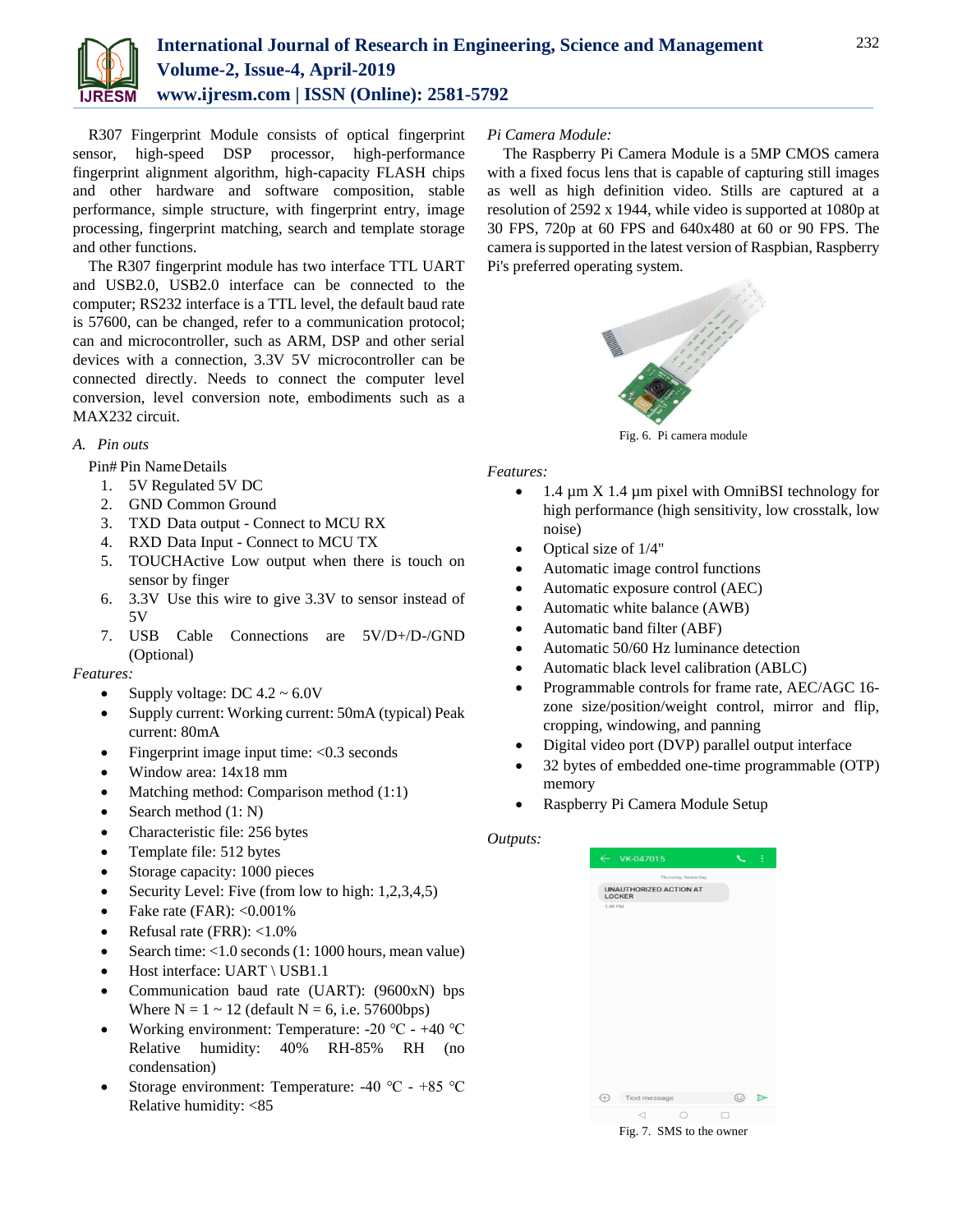R307 Fingerprint Module consists of optical fingerprint sensor, high-speed DSP processor, high-performance fingerprint alignment algorithm, high-capacity FLASH chips and other hardware and software composition, stable performance, simple structure, with fingerprint entry, image processing, fingerprint matching, search and template storage and other functions.

The R307 fingerprint module has two interface TTL UART and USB2.0, USB2.0 interface can be connected to the computer; RS232 interface is a TTL level, the default baud rate is 57600, can be changed, refer to a communication protocol; can and microcontroller, such as ARM, DSP and other serial devices with a connection, 3.3V 5V microcontroller can be connected directly. Needs to connect the computer level conversion, level conversion note, embodiments such as a MAX232 circuit.

### *A. Pin outs*

Pin# Pin Name Details

1. 5V Regulated 5V DC
2. GND Common Ground
3. TXD Data output - Connect to MCU RX
4. RXD Data Input - Connect to MCU TX
5. TOUCHActive Low output when there is touch on sensor by finger
6. 3.3V Use this wire to give 3.3V to sensor instead of 5V
7. USB Cable Connections are 5V/D+/D-/GND (Optional)

*Features:*

- Supply voltage: DC 4.2 ~ 6.0V
- Supply current: Working current: 50mA (typical) Peak current: 80mA
- Fingerprint image input time: <0.3 seconds
- Window area: 14x18 mm
- Matching method: Comparison method (1:1)
- Search method (1: N)
- Characteristic file: 256 bytes
- Template file: 512 bytes
- Storage capacity: 1000 pieces
- Security Level: Five (from low to high: 1,2,3,4,5)
- Fake rate (FAR): <0.001%
- Refusal rate (FRR): <1.0%
- Search time: <1.0 seconds (1: 1000 hours, mean value)
- Host interface: UART \ USB1.1
- Communication baud rate (UART): (9600xN) bps Where N = 1 ~ 12 (default N = 6, i.e. 57600bps)
- Working environment: Temperature: -20 ℃ - +40 ℃ Relative humidity: 40% RH-85% RH (no condensation)
- Storage environment: Temperature: -40 ℃ - +85 ℃ Relative humidity: <85

*Pi Camera Module:*

The Raspberry Pi Camera Module is a 5MP CMOS camera with a fixed focus lens that is capable of capturing still images as well as high definition video. Stills are captured at a resolution of 2592 x 1944, while video is supported at 1080p at 30 FPS, 720p at 60 FPS and 640x480 at 60 or 90 FPS. The camera is supported in the latest version of Raspbian, Raspberry Pi's preferred operating system.

Fig. 6. Pi camera module

*Features:*

- 1.4 µm X 1.4 µm pixel with OmniBSI technology for high performance (high sensitivity, low crosstalk, low noise)
- Optical size of 1/4"
- Automatic image control functions
- Automatic exposure control (AEC)
- Automatic white balance (AWB)
- Automatic band filter (ABF)
- Automatic 50/60 Hz luminance detection
- Automatic black level calibration (ABLC)
- Programmable controls for frame rate, AEC/AGC 16-zone size/position/weight control, mirror and flip, cropping, windowing, and panning
- Digital video port (DVP) parallel output interface
- 32 bytes of embedded one-time programmable (OTP) memory
- Raspberry Pi Camera Module Setup

*Outputs:*

Fig. 7. SMS to the owner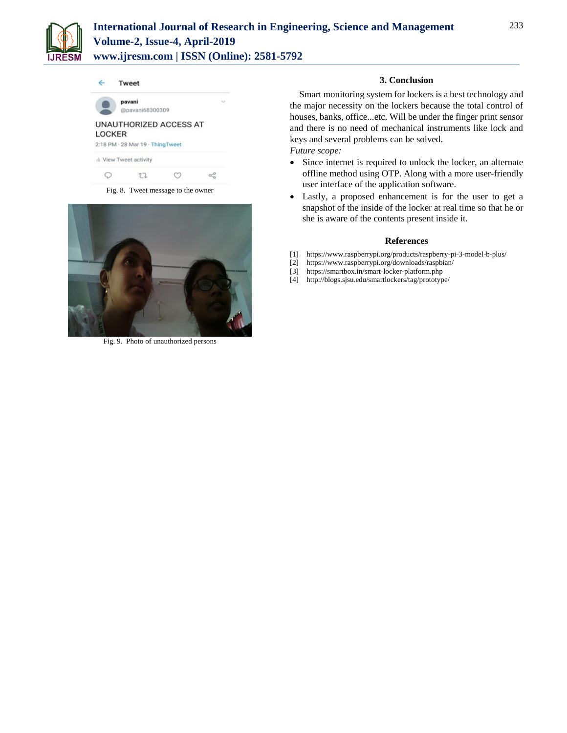Fig. 8. Tweet message to the owner

Fig. 9. Photo of unauthorized persons

## 3. Conclusion

Smart monitoring system for lockers is a best technology and the major necessity on the lockers because the total control of houses, banks, office...etc. Will be under the finger print sensor and there is no need of mechanical instruments like lock and keys and several problems can be solved.

*Future scope:*

- Since internet is required to unlock the locker, an alternate offline method using OTP. Along with a more user-friendly user interface of the application software.
- Lastly, a proposed enhancement is for the user to get a snapshot of the inside of the locker at real time so that he or she is aware of the contents present inside it.

## References

[1] https://www.raspberrypi.org/products/raspberry-pi-3-model-b-plus/
[2] https://www.raspberrypi.org/downloads/raspbian/
[3] https://smartbox.in/smart-locker-platform.php
[4] http://blogs.sjsu.edu/smartlockers/tag/prototype/